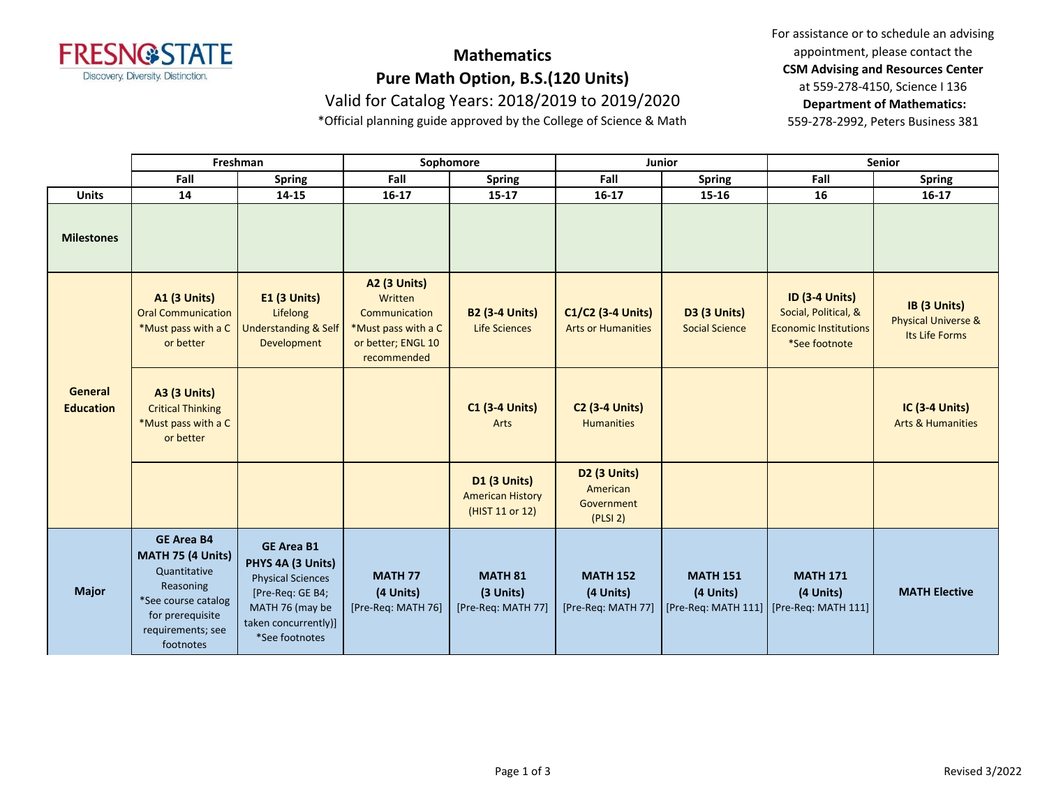# Mathematics
## Pure Math Option, B.S.(120 Units)
### Valid for Catalog Years: 2018/2019 to 2019/2020

*Official planning guide approved by the College of Science & Math

For assistance or to schedule an advising appointment, please contact the **CSM Advising and Resources Center** at 559-278-4150, Science I 136
**Department of Mathematics:** 559-278-2992, Peters Business 381

| | Freshman | | Sophomore | | Junior | | Senior | |
|---|---|---|---|---|---|---|---|---|
| | Fall | Spring | Fall | Spring | Fall | Spring | Fall | Spring |
| **Units** | 14 | 14-15 | 16-17 | 15-17 | 16-17 | 15-16 | 16 | 16-17 |
| **Milestones** | | | | | | | | |
| **General Education** | **A1 (3 Units)** Oral Communication *Must pass with a C or better | **E1 (3 Units)** Lifelong Understanding & Self Development | **A2 (3 Units)** Written Communication *Must pass with a C or better; ENGL 10 recommended | **B2 (3-4 Units)** Life Sciences | **C1/C2 (3-4 Units)** Arts or Humanities | **D3 (3 Units)** Social Science | **ID (3-4 Units)** Social, Political, & Economic Institutions *See footnote | **IB (3 Units)** Physical Universe & Its Life Forms |
| | **A3 (3 Units)** Critical Thinking *Must pass with a C or better | | | **C1 (3-4 Units)** Arts | **C2 (3-4 Units)** Humanities | | | **IC (3-4 Units)** Arts & Humanities |
| | | | | **D1 (3 Units)** American History (HIST 11 or 12) | **D2 (3 Units)** American Government (PLSI 2) | | | |
| **Major** | **GE Area B4 MATH 75 (4 Units)** Quantitative Reasoning *See course catalog for prerequisite requirements; see footnotes | **GE Area B1 PHYS 4A (3 Units)** Physical Sciences [Pre-Req: GE B4; MATH 76 (may be taken concurrently)] *See footnotes | **MATH 77 (4 Units)** [Pre-Req: MATH 76] | **MATH 81 (3 Units)** [Pre-Req: MATH 77] | **MATH 152 (4 Units)** [Pre-Req: MATH 77] | **MATH 151 (4 Units)** [Pre-Req: MATH 111] | **MATH 171 (4 Units)** [Pre-Req: MATH 111] | **MATH Elective** |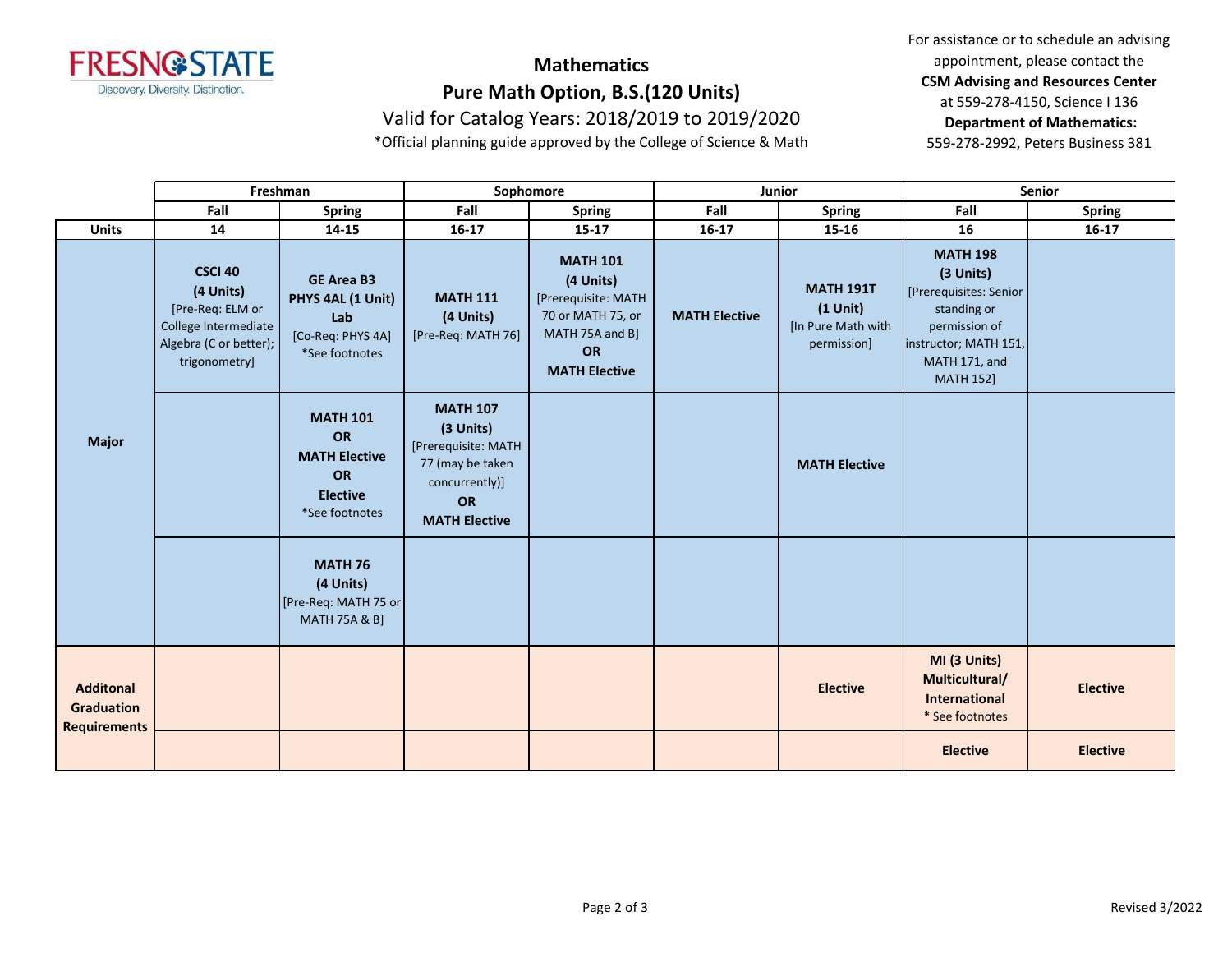# Mathematics

## Pure Math Option, B.S.(120 Units)

Valid for Catalog Years: 2018/2019 to 2019/2020

*Official planning guide approved by the College of Science & Math

For assistance or to schedule an advising appointment, please contact the **CSM Advising and Resources Center** at 559-278-4150, Science I 136
**Department of Mathematics:** 559-278-2992, Peters Business 381

| | Freshman | | Sophomore | | Junior | | Senior | |
|---|---|---|---|---|---|---|---|---|
| | Fall | Spring | Fall | Spring | Fall | Spring | Fall | Spring |
| **Units** | 14 | 14-15 | 16-17 | 15-17 | 16-17 | 15-16 | 16 | 16-17 |
| **Major** | **CSCI 40 (4 Units)** [Pre-Req: ELM or College Intermediate Algebra (C or better); trigonometry] | **GE Area B3 PHYS 4AL (1 Unit) Lab** [Co-Req: PHYS 4A] *See footnotes | **MATH 111 (4 Units)** [Pre-Req: MATH 76] | **MATH 101 (4 Units)** [Prerequisite: MATH 70 or MATH 75, or MATH 75A and B] **OR MATH Elective** | **MATH Elective** | **MATH 191T (1 Unit)** [In Pure Math with permission] | **MATH 198 (3 Units)** [Prerequisites: Senior standing or permission of instructor; MATH 151, MATH 171, and MATH 152] | |
| **Major** | | **MATH 101 OR MATH Elective OR Elective** *See footnotes | **MATH 107 (3 Units)** [Prerequisite: MATH 77 (may be taken concurrently)] **OR MATH Elective** | | | **MATH Elective** | | |
| **Major** | | **MATH 76 (4 Units)** [Pre-Req: MATH 75 or MATH 75A & B] | | | | | | |
| **Additonal Graduation Requirements** | | | | | | **Elective** | **MI (3 Units) Multicultural/ International** * See footnotes | **Elective** |
| **Additonal Graduation Requirements** | | | | | | | **Elective** | **Elective** |

Revised 3/2022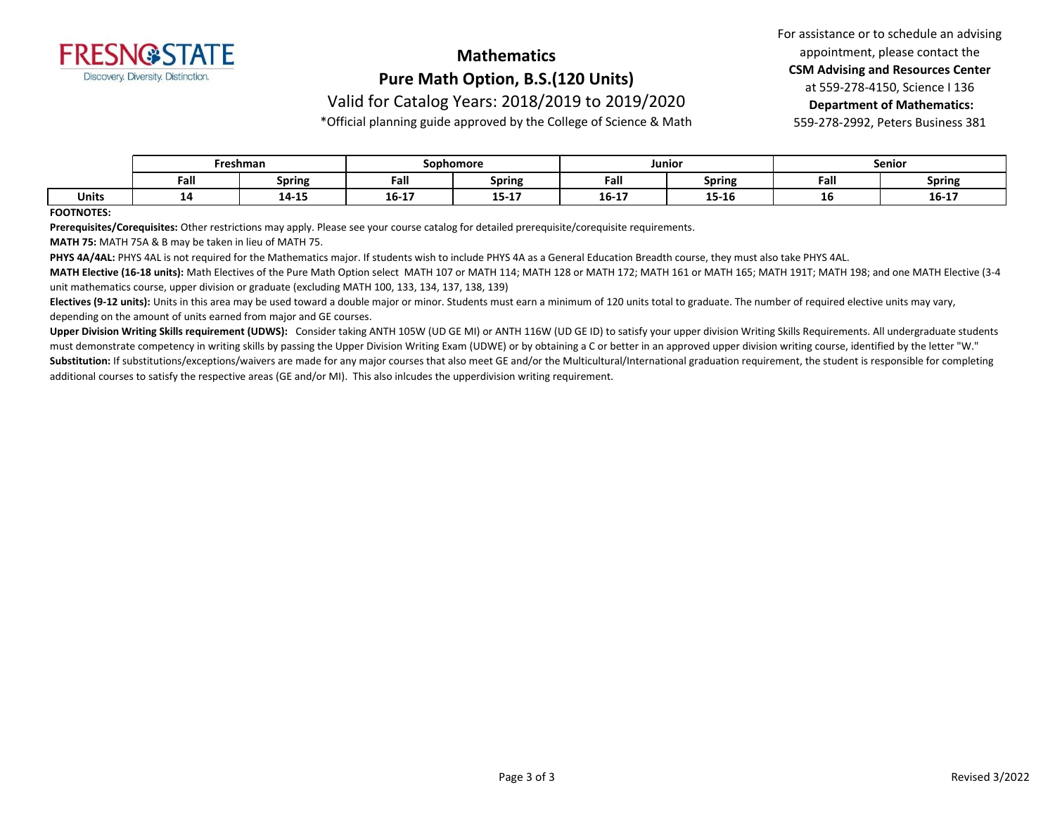# Mathematics

## Pure Math Option, B.S.(120 Units)

Valid for Catalog Years: 2018/2019 to 2019/2020

*Official planning guide approved by the College of Science & Math

For assistance or to schedule an advising appointment, please contact the **CSM Advising and Resources Center** at 559-278-4150, Science I 136

**Department of Mathematics:** 559-278-2992, Peters Business 381

| | Freshman | | Sophomore | | Junior | | Senior | |
|---|---|---|---|---|---|---|---|---|
| | **Fall** | **Spring** | **Fall** | **Spring** | **Fall** | **Spring** | **Fall** | **Spring** |
| **Units** | 14 | 14-15 | 16-17 | 15-17 | 16-17 | 15-16 | 16 | 16-17 |

**FOOTNOTES:**

**Prerequisites/Corequisites:** Other restrictions may apply. Please see your course catalog for detailed prerequisite/corequisite requirements.

**MATH 75:** MATH 75A & B may be taken in lieu of MATH 75.

**PHYS 4A/4AL:** PHYS 4AL is not required for the Mathematics major. If students wish to include PHYS 4A as a General Education Breadth course, they must also take PHYS 4AL.

**MATH Elective (16-18 units):** Math Electives of the Pure Math Option select MATH 107 or MATH 114; MATH 128 or MATH 172; MATH 161 or MATH 165; MATH 191T; MATH 198; and one MATH Elective (3-4 unit mathematics course, upper division or graduate (excluding MATH 100, 133, 134, 137, 138, 139)

**Electives (9-12 units):** Units in this area may be used toward a double major or minor. Students must earn a minimum of 120 units total to graduate. The number of required elective units may vary, depending on the amount of units earned from major and GE courses.

**Upper Division Writing Skills requirement (UDWS):** Consider taking ANTH 105W (UD GE MI) or ANTH 116W (UD GE ID) to satisfy your upper division Writing Skills Requirements. All undergraduate students must demonstrate competency in writing skills by passing the Upper Division Writing Exam (UDWE) or by obtaining a C or better in an approved upper division writing course, identified by the letter "W."

**Substitution:** If substitutions/exceptions/waivers are made for any major courses that also meet GE and/or the Multicultural/International graduation requirement, the student is responsible for completing additional courses to satisfy the respective areas (GE and/or MI). This also inlcudes the upperdivision writing requirement.

Revised 3/2022